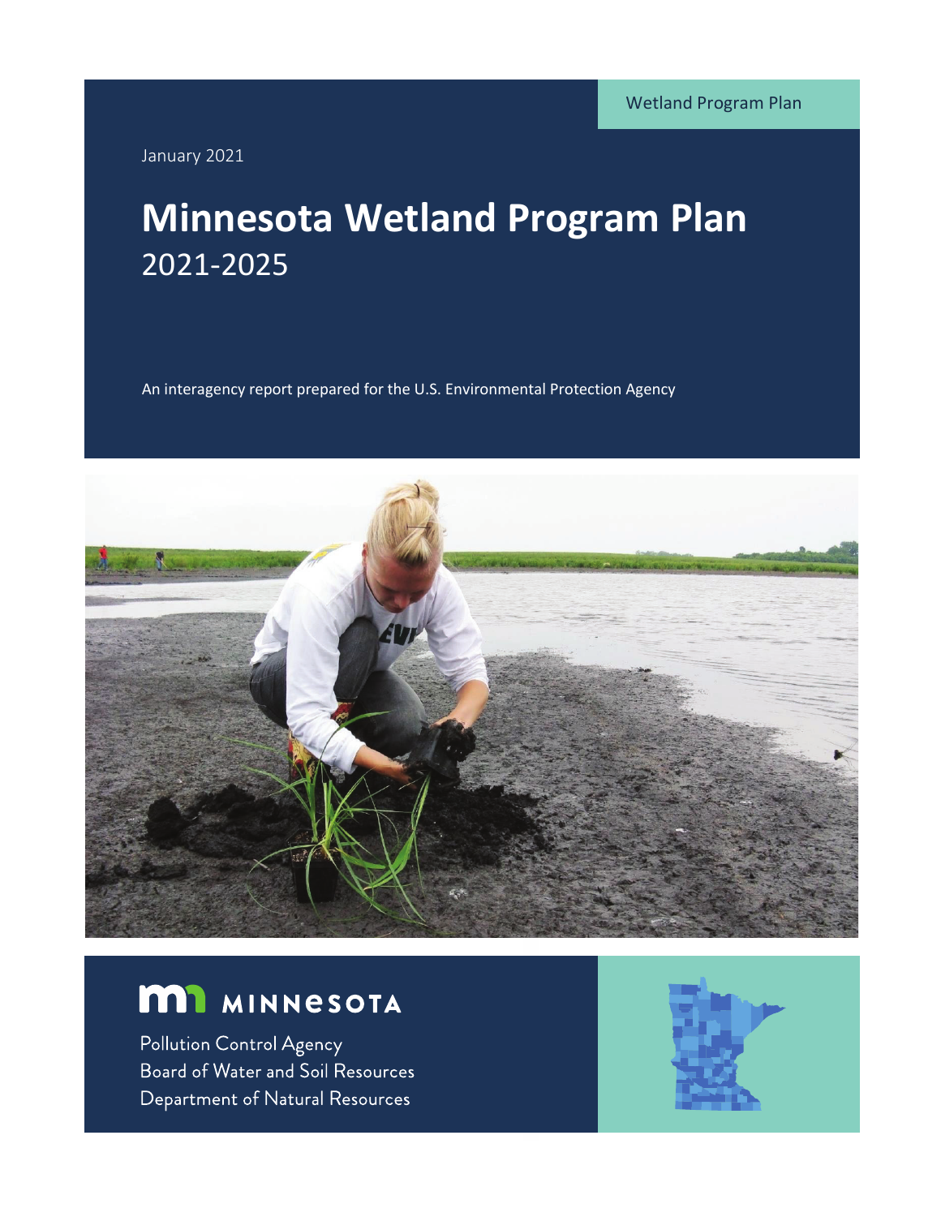Wetland Program Plan

January 2021

# Minnesota Wetland Program Plan
## 2021-2025

An interagency report prepared for the U.S. Environmental Protection Agency

MINNESOTA

Pollution Control Agency
Board of Water and Soil Resources
Department of Natural Resources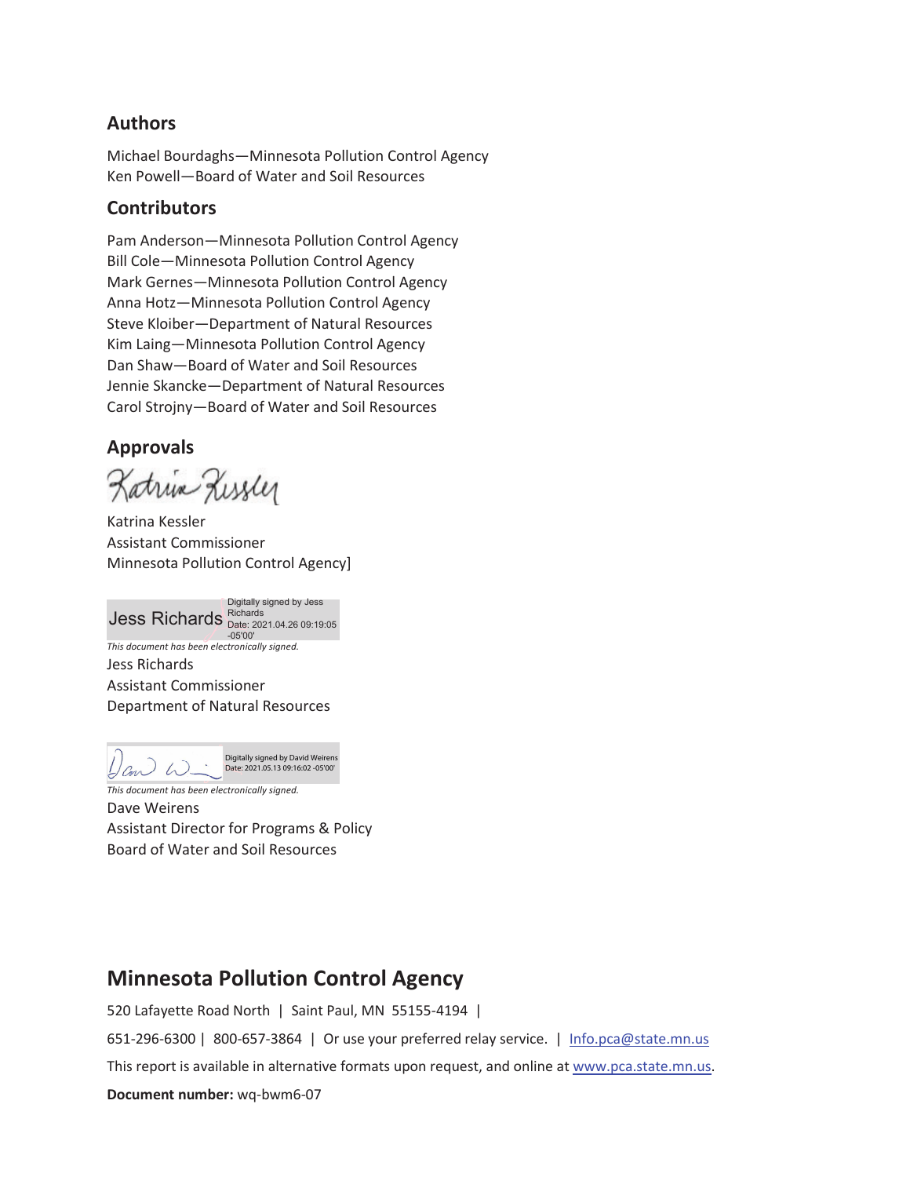## Authors

Michael Bourdaghs—Minnesota Pollution Control Agency
Ken Powell—Board of Water and Soil Resources

## Contributors

Pam Anderson—Minnesota Pollution Control Agency
Bill Cole—Minnesota Pollution Control Agency
Mark Gernes—Minnesota Pollution Control Agency
Anna Hotz—Minnesota Pollution Control Agency
Steve Kloiber—Department of Natural Resources
Kim Laing—Minnesota Pollution Control Agency
Dan Shaw—Board of Water and Soil Resources
Jennie Skancke—Department of Natural Resources
Carol Strojny—Board of Water and Soil Resources

## Approvals

Katrina Kessler
Assistant Commissioner
Minnesota Pollution Control Agency]

Jess Richards Digitally signed by Jess Richards Date: 2021.04.26 09:19:05 -05'00'

*This document has been electronically signed.*

Jess Richards
Assistant Commissioner
Department of Natural Resources

Digitally signed by David Weirens Date: 2021.05.13 09:16:02 -05'00'

*This document has been electronically signed.*

Dave Weirens
Assistant Director for Programs & Policy
Board of Water and Soil Resources

## Minnesota Pollution Control Agency

520 Lafayette Road North | Saint Paul, MN 55155-4194 |

651-296-6300 | 800-657-3864 | Or use your preferred relay service. | Info.pca@state.mn.us

This report is available in alternative formats upon request, and online at www.pca.state.mn.us.

**Document number:** wq-bwm6-07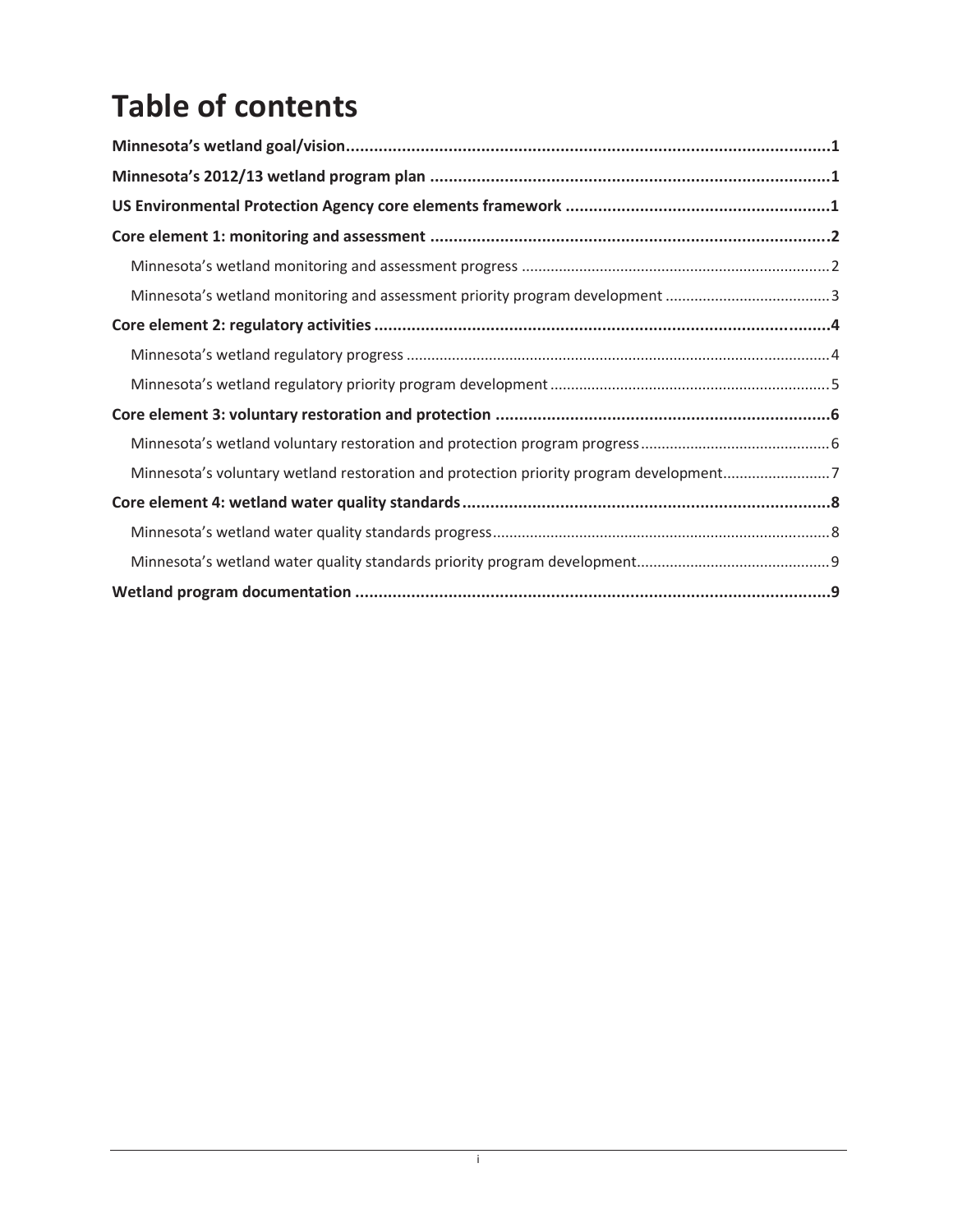# Table of contents

**Minnesota's wetland goal/vision........................................................................................................1**

**Minnesota's 2012/13 wetland program plan ......................................................................................1**

**US Environmental Protection Agency core elements framework .........................................................1**

**Core element 1: monitoring and assessment ......................................................................................2**

Minnesota's wetland monitoring and assessment progress ..........................................................................2

Minnesota's wetland monitoring and assessment priority program development ........................................3

**Core element 2: regulatory activities ..................................................................................................4**

Minnesota's wetland regulatory progress .....................................................................................................4

Minnesota's wetland regulatory priority program development ...................................................................5

**Core element 3: voluntary restoration and protection ........................................................................6**

Minnesota's wetland voluntary restoration and protection program progress .............................................6

Minnesota's voluntary wetland restoration and protection priority program development..........................7

**Core element 4: wetland water quality standards ...............................................................................8**

Minnesota's wetland water quality standards progress.................................................................................8

Minnesota's wetland water quality standards priority program development...............................................9

**Wetland program documentation ......................................................................................................9**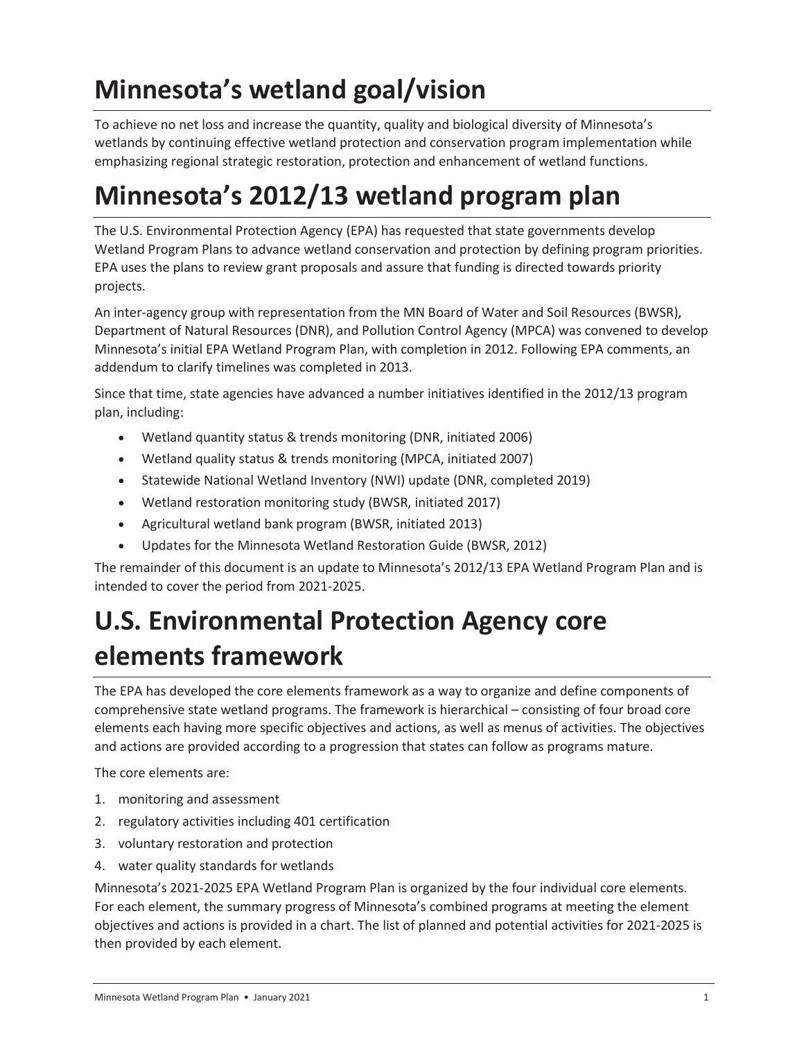# Minnesota's wetland goal/vision

To achieve no net loss and increase the quantity, quality and biological diversity of Minnesota's wetlands by continuing effective wetland protection and conservation program implementation while emphasizing regional strategic restoration, protection and enhancement of wetland functions.

# Minnesota's 2012/13 wetland program plan

The U.S. Environmental Protection Agency (EPA) has requested that state governments develop Wetland Program Plans to advance wetland conservation and protection by defining program priorities. EPA uses the plans to review grant proposals and assure that funding is directed towards priority projects.

An inter-agency group with representation from the MN Board of Water and Soil Resources (BWSR), Department of Natural Resources (DNR), and Pollution Control Agency (MPCA) was convened to develop Minnesota's initial EPA Wetland Program Plan, with completion in 2012. Following EPA comments, an addendum to clarify timelines was completed in 2013.

Since that time, state agencies have advanced a number initiatives identified in the 2012/13 program plan, including:

- Wetland quantity status & trends monitoring (DNR, initiated 2006)
- Wetland quality status & trends monitoring (MPCA, initiated 2007)
- Statewide National Wetland Inventory (NWI) update (DNR, completed 2019)
- Wetland restoration monitoring study (BWSR, initiated 2017)
- Agricultural wetland bank program (BWSR, initiated 2013)
- Updates for the Minnesota Wetland Restoration Guide (BWSR, 2012)

The remainder of this document is an update to Minnesota's 2012/13 EPA Wetland Program Plan and is intended to cover the period from 2021-2025.

# U.S. Environmental Protection Agency core elements framework

The EPA has developed the core elements framework as a way to organize and define components of comprehensive state wetland programs. The framework is hierarchical – consisting of four broad core elements each having more specific objectives and actions, as well as menus of activities. The objectives and actions are provided according to a progression that states can follow as programs mature.

The core elements are:

1. monitoring and assessment
2. regulatory activities including 401 certification
3. voluntary restoration and protection
4. water quality standards for wetlands

Minnesota's 2021-2025 EPA Wetland Program Plan is organized by the four individual core elements. For each element, the summary progress of Minnesota's combined programs at meeting the element objectives and actions is provided in a chart. The list of planned and potential activities for 2021-2025 is then provided by each element.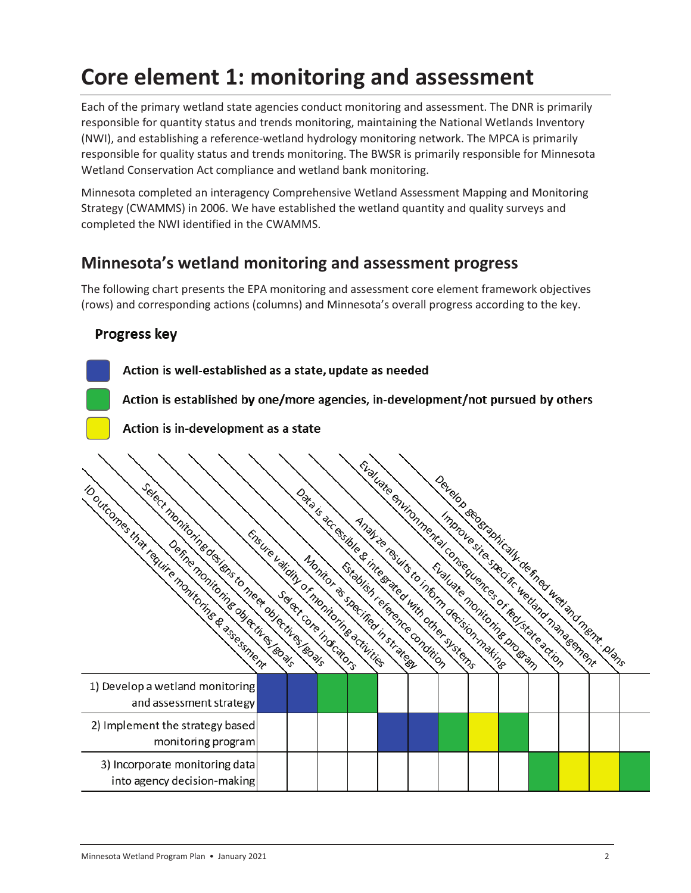# Core element 1: monitoring and assessment

Each of the primary wetland state agencies conduct monitoring and assessment. The DNR is primarily responsible for quantity status and trends monitoring, maintaining the National Wetlands Inventory (NWI), and establishing a reference-wetland hydrology monitoring network. The MPCA is primarily responsible for quality status and trends monitoring. The BWSR is primarily responsible for Minnesota Wetland Conservation Act compliance and wetland bank monitoring.

Minnesota completed an interagency Comprehensive Wetland Assessment Mapping and Monitoring Strategy (CWAMMS) in 2006. We have established the wetland quantity and quality surveys and completed the NWI identified in the CWAMMS.

## Minnesota's wetland monitoring and assessment progress

The following chart presents the EPA monitoring and assessment core element framework objectives (rows) and corresponding actions (columns) and Minnesota's overall progress according to the key.

### Progress key

- Blue: **Action is well-established as a state, update as needed**
- Green: **Action is established by one/more agencies, in-development/not pursued by others**
- Yellow: **Action is in-development as a state**

| | ID outcomes that require monitoring & assessment | Define monitoring objectives/goals | Select monitoring designs to meet objectives/goals | Select core indicators | Ensure validity of monitoring activities | Monitor as specified in strategy | Establish reference condition | Data is accessible & integrated with other systems | Analyze results to inform decision-making | Evaluate monitoring program | Evaluate environmental consequences of fed/state action | Improve site-specific wetland management | Develop geographically-defined wetland mgmt. plans |
|---|---|---|---|---|---|---|---|---|---|---|---|---|---|
| 1) Develop a wetland monitoring and assessment strategy | Blue | Blue | Green | Green | | | | | | | | | |
| 2) Implement the strategy based monitoring program | | | | | Blue | Blue | Green | Yellow | Green | | | | |
| 3) Incorporate monitoring data into agency decision-making | | | | | | | | | | Green | Yellow | Yellow | Green |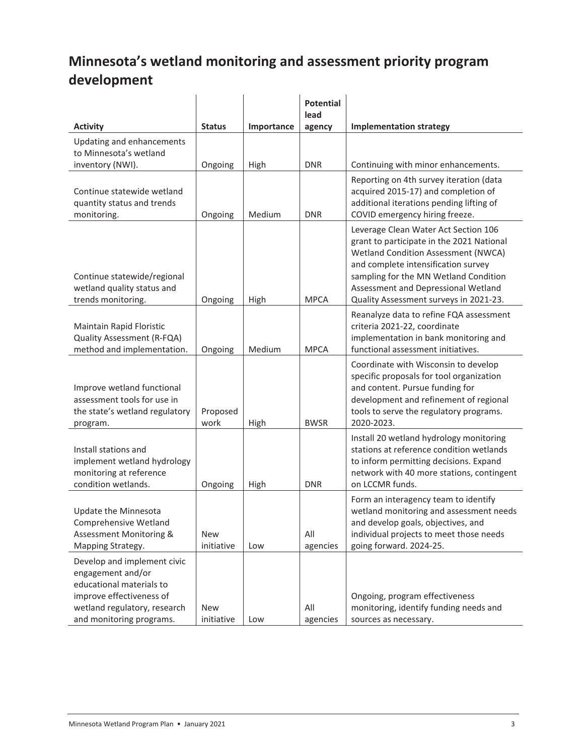# Minnesota's wetland monitoring and assessment priority program development

| Activity | Status | Importance | Potential lead agency | Implementation strategy |
| --- | --- | --- | --- | --- |
| Updating and enhancements to Minnesota's wetland inventory (NWI). | Ongoing | High | DNR | Continuing with minor enhancements. |
| Continue statewide wetland quantity status and trends monitoring. | Ongoing | Medium | DNR | Reporting on 4th survey iteration (data acquired 2015-17) and completion of additional iterations pending lifting of COVID emergency hiring freeze. |
| Continue statewide/regional wetland quality status and trends monitoring. | Ongoing | High | MPCA | Leverage Clean Water Act Section 106 grant to participate in the 2021 National Wetland Condition Assessment (NWCA) and complete intensification survey sampling for the MN Wetland Condition Assessment and Depressional Wetland Quality Assessment surveys in 2021-23. |
| Maintain Rapid Floristic Quality Assessment (R-FQA) method and implementation. | Ongoing | Medium | MPCA | Reanalyze data to refine FQA assessment criteria 2021-22, coordinate implementation in bank monitoring and functional assessment initiatives. |
| Improve wetland functional assessment tools for use in the state's wetland regulatory program. | Proposed work | High | BWSR | Coordinate with Wisconsin to develop specific proposals for tool organization and content. Pursue funding for development and refinement of regional tools to serve the regulatory programs. 2020-2023. |
| Install stations and implement wetland hydrology monitoring at reference condition wetlands. | Ongoing | High | DNR | Install 20 wetland hydrology monitoring stations at reference condition wetlands to inform permitting decisions. Expand network with 40 more stations, contingent on LCCMR funds. |
| Update the Minnesota Comprehensive Wetland Assessment Monitoring & Mapping Strategy. | New initiative | Low | All agencies | Form an interagency team to identify wetland monitoring and assessment needs and develop goals, objectives, and individual projects to meet those needs going forward. 2024-25. |
| Develop and implement civic engagement and/or educational materials to improve effectiveness of wetland regulatory, research and monitoring programs. | New initiative | Low | All agencies | Ongoing, program effectiveness monitoring, identify funding needs and sources as necessary. |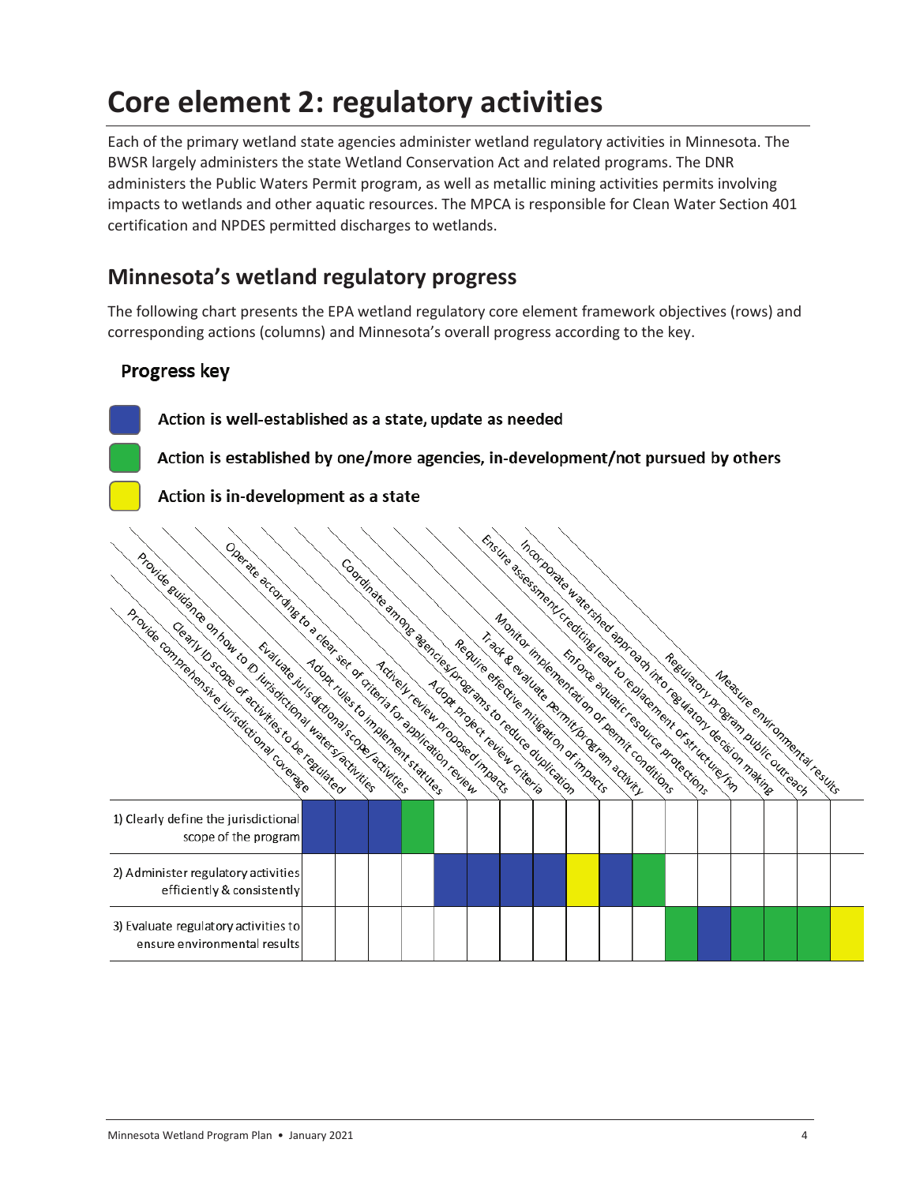# Core element 2: regulatory activities

Each of the primary wetland state agencies administer wetland regulatory activities in Minnesota. The BWSR largely administers the state Wetland Conservation Act and related programs. The DNR administers the Public Waters Permit program, as well as metallic mining activities permits involving impacts to wetlands and other aquatic resources. The MPCA is responsible for Clean Water Section 401 certification and NPDES permitted discharges to wetlands.

## Minnesota's wetland regulatory progress

The following chart presents the EPA wetland regulatory core element framework objectives (rows) and corresponding actions (columns) and Minnesota's overall progress according to the key.

### Progress key

- Blue: Action is well-established as a state, update as needed
- Green: Action is established by one/more agencies, in-development/not pursued by others
- Yellow: Action is in-development as a state

| Objective | Provide comprehensive jurisdictional coverage | Clearly ID scope of activities to be regulated | Provide guidance on how to ID jurisdictional waters/activities | Evaluate jurisdictional scope/activities | Adopt rules to implement statutes | Operate according to a clear set of criteria for application review | Actively review proposed impacts | Adopt project review criteria | Coordinate among agencies/programs to reduce duplication | Require effective mitigation of impacts | Track & evaluate permit/program activity | Monitor implementation of permit conditions | Enforce aquatic resource protections | Ensure assessment/crediting lead to replacement of structure/fxn | Incorporate watershed approach into regulatory decision making | Regulatory program public outreach | Measure environmental results |
|---|---|---|---|---|---|---|---|---|---|---|---|---|---|---|---|---|---|
| 1) Clearly define the jurisdictional scope of the program | Blue | Blue | Blue | Green | | | | | | | | | | | | | |
| 2) Administer regulatory activities efficiently & consistently | | | | | Blue | Blue | Blue | Blue | Yellow | Blue | Green | | | | | | |
| 3) Evaluate regulatory activities to ensure environmental results | | | | | | | | | | | | Green | Blue | Green | Green | Green | Yellow |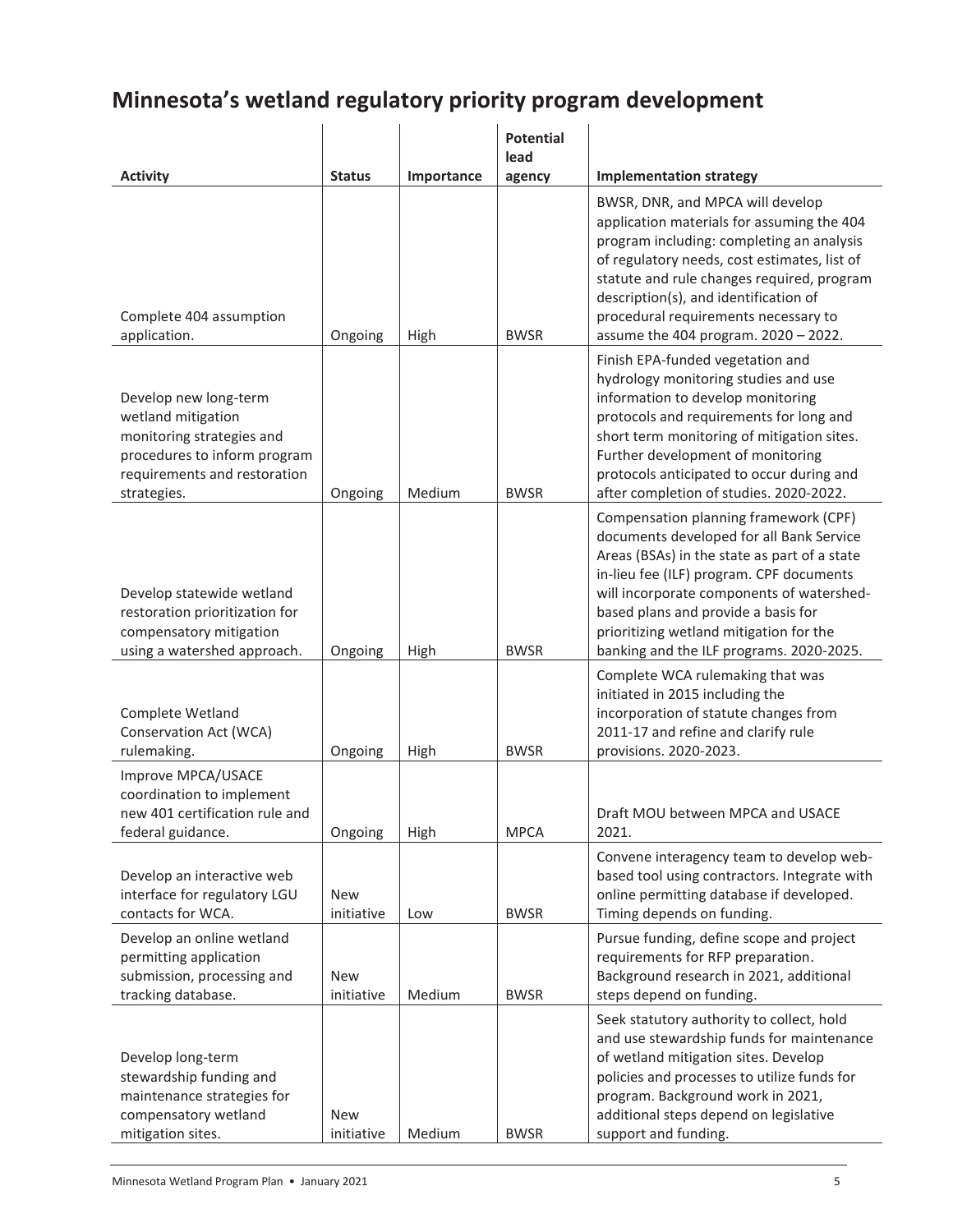# Minnesota's wetland regulatory priority program development

| Activity | Status | Importance | Potential lead agency | Implementation strategy |
|---|---|---|---|---|
| Complete 404 assumption application. | Ongoing | High | BWSR | BWSR, DNR, and MPCA will develop application materials for assuming the 404 program including: completing an analysis of regulatory needs, cost estimates, list of statute and rule changes required, program description(s), and identification of procedural requirements necessary to assume the 404 program. 2020 – 2022. |
| Develop new long-term wetland mitigation monitoring strategies and procedures to inform program requirements and restoration strategies. | Ongoing | Medium | BWSR | Finish EPA-funded vegetation and hydrology monitoring studies and use information to develop monitoring protocols and requirements for long and short term monitoring of mitigation sites. Further development of monitoring protocols anticipated to occur during and after completion of studies. 2020-2022. |
| Develop statewide wetland restoration prioritization for compensatory mitigation using a watershed approach. | Ongoing | High | BWSR | Compensation planning framework (CPF) documents developed for all Bank Service Areas (BSAs) in the state as part of a state in-lieu fee (ILF) program. CPF documents will incorporate components of watershed-based plans and provide a basis for prioritizing wetland mitigation for the banking and the ILF programs. 2020-2025. |
| Complete Wetland Conservation Act (WCA) rulemaking. | Ongoing | High | BWSR | Complete WCA rulemaking that was initiated in 2015 including the incorporation of statute changes from 2011-17 and refine and clarify rule provisions. 2020-2023. |
| Improve MPCA/USACE coordination to implement new 401 certification rule and federal guidance. | Ongoing | High | MPCA | Draft MOU between MPCA and USACE 2021. |
| Develop an interactive web interface for regulatory LGU contacts for WCA. | New initiative | Low | BWSR | Convene interagency team to develop web-based tool using contractors. Integrate with online permitting database if developed. Timing depends on funding. |
| Develop an online wetland permitting application submission, processing and tracking database. | New initiative | Medium | BWSR | Pursue funding, define scope and project requirements for RFP preparation. Background research in 2021, additional steps depend on funding. |
| Develop long-term stewardship funding and maintenance strategies for compensatory wetland mitigation sites. | New initiative | Medium | BWSR | Seek statutory authority to collect, hold and use stewardship funds for maintenance of wetland mitigation sites. Develop policies and processes to utilize funds for program. Background work in 2021, additional steps depend on legislative support and funding. |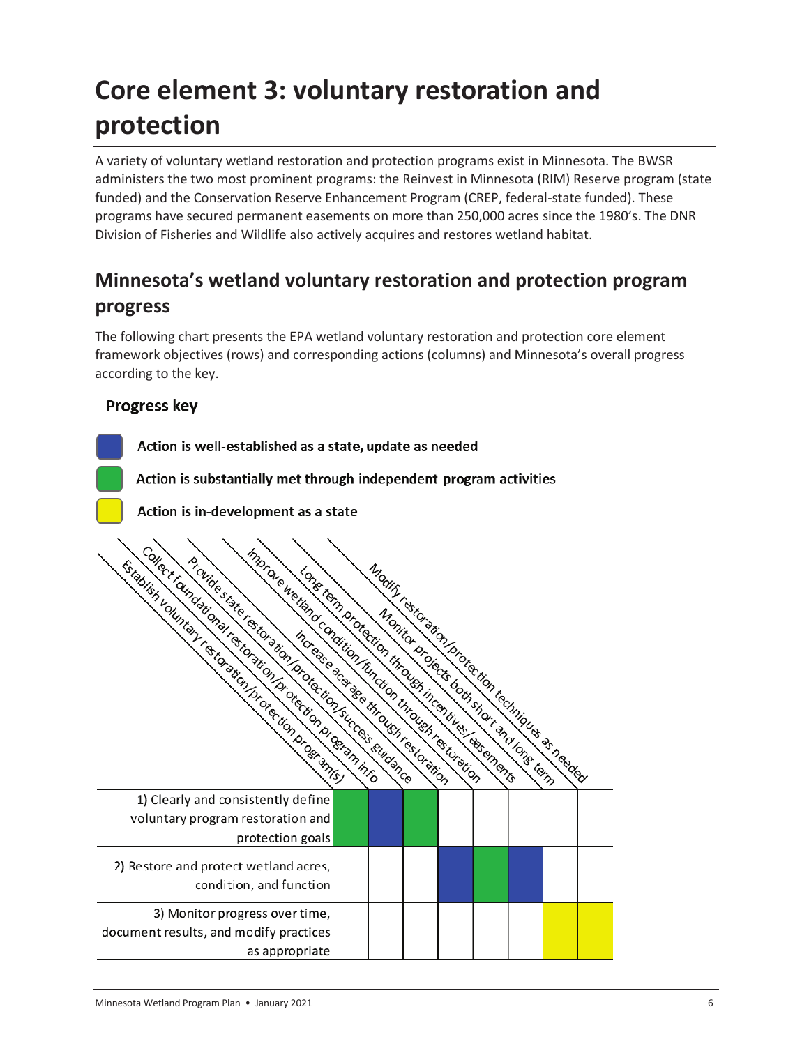# Core element 3: voluntary restoration and protection

A variety of voluntary wetland restoration and protection programs exist in Minnesota. The BWSR administers the two most prominent programs: the Reinvest in Minnesota (RIM) Reserve program (state funded) and the Conservation Reserve Enhancement Program (CREP, federal-state funded). These programs have secured permanent easements on more than 250,000 acres since the 1980's. The DNR Division of Fisheries and Wildlife also actively acquires and restores wetland habitat.

## Minnesota's wetland voluntary restoration and protection program progress

The following chart presents the EPA wetland voluntary restoration and protection core element framework objectives (rows) and corresponding actions (columns) and Minnesota's overall progress according to the key.

**Progress key**

- Blue: Action is well-established as a state, update as needed
- Green: Action is substantially met through independent program activities
- Yellow: Action is in-development as a state

| | Establish voluntary restoration/protection program(s) | Collect foundational restoration/protection program info | Provide state restoration/protection/success guidance | Increase acreage through restoration | Improve wetland condition/function through restoration | Long term protection through incentives/easements | Monitor projects both short and long term | Modify restoration/protection techniques as needed |
|---|---|---|---|---|---|---|---|---|
| 1) Clearly and consistently define voluntary program restoration and protection goals | Green | Blue | Green | | | | | |
| 2) Restore and protect wetland acres, condition, and function | | | | Blue | Green | Blue | | |
| 3) Monitor progress over time, document results, and modify practices as appropriate | | | | | | | Yellow | Yellow |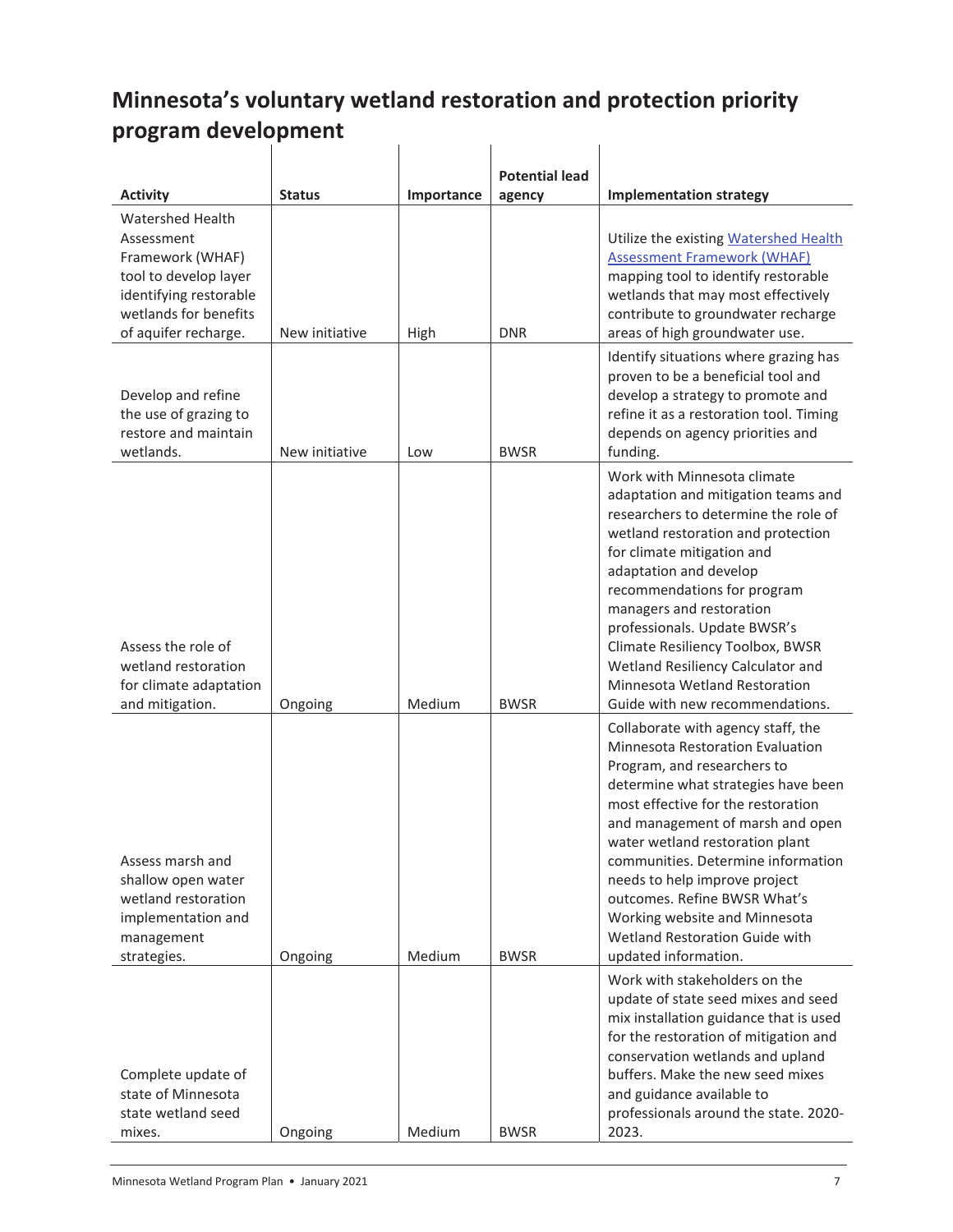# Minnesota's voluntary wetland restoration and protection priority program development

| Activity | Status | Importance | Potential lead agency | Implementation strategy |
|---|---|---|---|---|
| Watershed Health Assessment Framework (WHAF) tool to develop layer identifying restorable wetlands for benefits of aquifer recharge. | New initiative | High | DNR | Utilize the existing [Watershed Health Assessment Framework (WHAF)]() mapping tool to identify restorable wetlands that may most effectively contribute to groundwater recharge areas of high groundwater use. |
| Develop and refine the use of grazing to restore and maintain wetlands. | New initiative | Low | BWSR | Identify situations where grazing has proven to be a beneficial tool and develop a strategy to promote and refine it as a restoration tool. Timing depends on agency priorities and funding. |
| Assess the role of wetland restoration for climate adaptation and mitigation. | Ongoing | Medium | BWSR | Work with Minnesota climate adaptation and mitigation teams and researchers to determine the role of wetland restoration and protection for climate mitigation and adaptation and develop recommendations for program managers and restoration professionals. Update BWSR's Climate Resiliency Toolbox, BWSR Wetland Resiliency Calculator and Minnesota Wetland Restoration Guide with new recommendations. |
| Assess marsh and shallow open water wetland restoration implementation and management strategies. | Ongoing | Medium | BWSR | Collaborate with agency staff, the Minnesota Restoration Evaluation Program, and researchers to determine what strategies have been most effective for the restoration and management of marsh and open water wetland restoration plant communities. Determine information needs to help improve project outcomes. Refine BWSR What's Working website and Minnesota Wetland Restoration Guide with updated information. |
| Complete update of state of Minnesota state wetland seed mixes. | Ongoing | Medium | BWSR | Work with stakeholders on the update of state seed mixes and seed mix installation guidance that is used for the restoration of mitigation and conservation wetlands and upland buffers. Make the new seed mixes and guidance available to professionals around the state. 2020-2023. |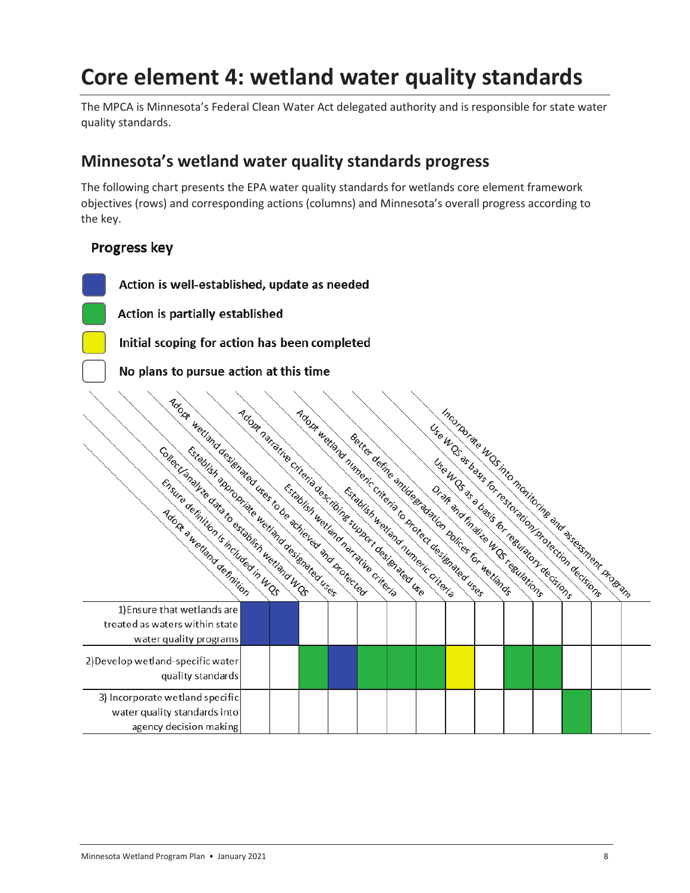# Core element 4: wetland water quality standards

The MPCA is Minnesota's Federal Clean Water Act delegated authority and is responsible for state water quality standards.

## Minnesota's wetland water quality standards progress

The following chart presents the EPA water quality standards for wetlands core element framework objectives (rows) and corresponding actions (columns) and Minnesota's overall progress according to the key.

### Progress key

- **Blue:** Action is well-established, update as needed
- **Green:** Action is partially established
- **Yellow:** Initial scoping for action has been completed
- **White:** No plans to pursue action at this time

| Objective | Adopt a wetland definition | Ensure definition is included in WQS | Collect/analyze data to establish wetland WQS | Establish appropriate wetland designated uses | Adopt wetland designated uses to be achieved and protected | Establish wetland narrative criteria | Adopt narrative criteria describing support designated use | Establish wetland numeric criteria | Adopt wetland numeric criteria to protect designated uses | Better define antidegradation polices for wetlands | Draft and finalize WQS regulations | Use WQS as a basis for regulatory decisions | Use WQS as basis for restoration/protection decisions | Incorporate WQS into monitoring and assessment program |
|---|---|---|---|---|---|---|---|---|---|---|---|---|---|---|
| 1) Ensure that wetlands are treated as waters within state water quality programs | Blue | Blue | White | White | White | White | White | White | White | White | White | White | White | White |
| 2) Develop wetland-specific water quality standards | White | White | Green | Blue | Green | Green | Green | Yellow | White | Green | Green | White | White | White |
| 3) Incorporate wetland specific water quality standards into agency decision making | White | White | White | White | White | White | White | White | White | White | White | Green | White | White |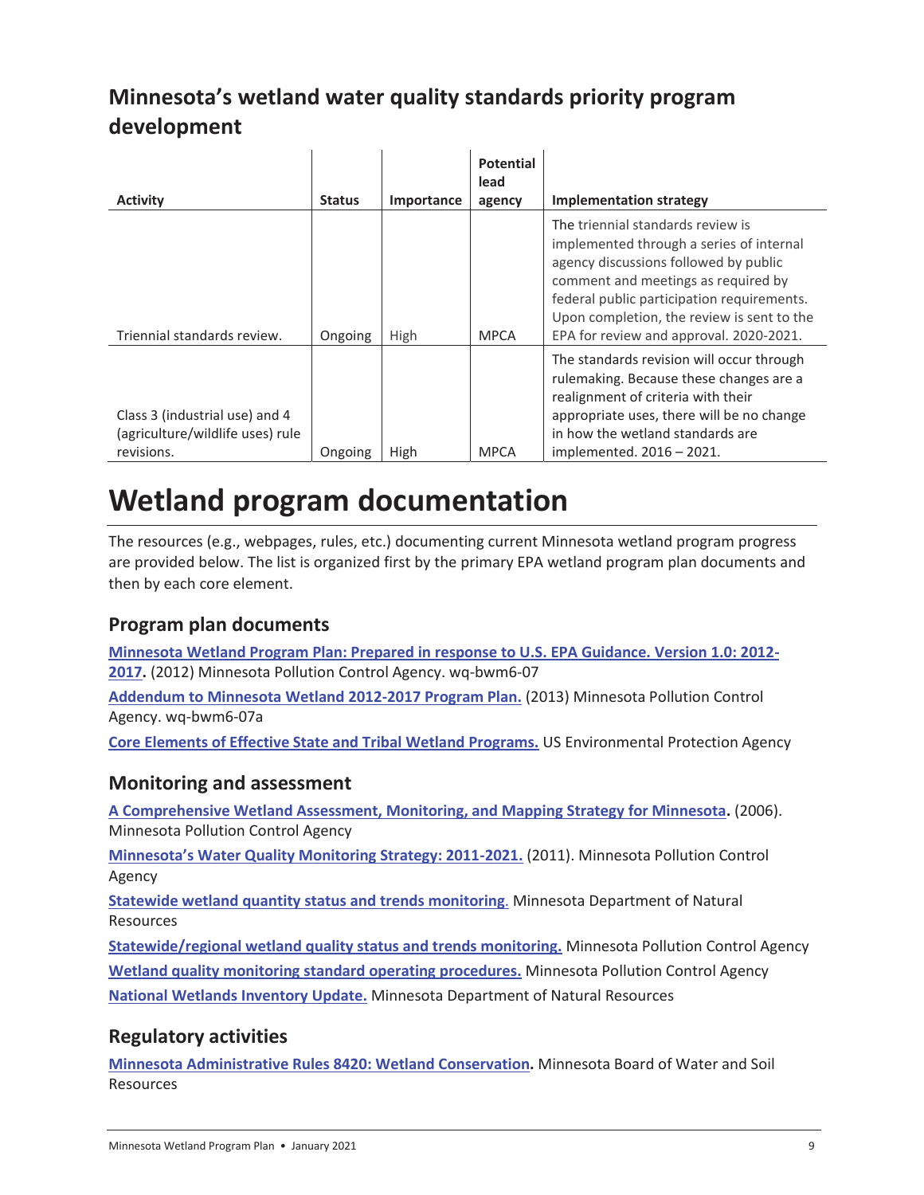## Minnesota's wetland water quality standards priority program development

| Activity | Status | Importance | Potential lead agency | Implementation strategy |
| --- | --- | --- | --- | --- |
| Triennial standards review. | Ongoing | High | MPCA | The triennial standards review is implemented through a series of internal agency discussions followed by public comment and meetings as required by federal public participation requirements. Upon completion, the review is sent to the EPA for review and approval. 2020-2021. |
| Class 3 (industrial use) and 4 (agriculture/wildlife uses) rule revisions. | Ongoing | High | MPCA | The standards revision will occur through rulemaking. Because these changes are a realignment of criteria with their appropriate uses, there will be no change in how the wetland standards are implemented. 2016 – 2021. |

# Wetland program documentation

The resources (e.g., webpages, rules, etc.) documenting current Minnesota wetland program progress are provided below. The list is organized first by the primary EPA wetland program plan documents and then by each core element.

## Program plan documents

**Minnesota Wetland Program Plan: Prepared in response to U.S. EPA Guidance. Version 1.0: 2012-2017.** (2012) Minnesota Pollution Control Agency. wq-bwm6-07

**Addendum to Minnesota Wetland 2012-2017 Program Plan.** (2013) Minnesota Pollution Control Agency. wq-bwm6-07a

**Core Elements of Effective State and Tribal Wetland Programs.** US Environmental Protection Agency

## Monitoring and assessment

**A Comprehensive Wetland Assessment, Monitoring, and Mapping Strategy for Minnesota.** (2006). Minnesota Pollution Control Agency

**Minnesota's Water Quality Monitoring Strategy: 2011-2021.** (2011). Minnesota Pollution Control Agency

**Statewide wetland quantity status and trends monitoring.** Minnesota Department of Natural Resources

**Statewide/regional wetland quality status and trends monitoring.** Minnesota Pollution Control Agency

**Wetland quality monitoring standard operating procedures.** Minnesota Pollution Control Agency

**National Wetlands Inventory Update.** Minnesota Department of Natural Resources

## Regulatory activities

**Minnesota Administrative Rules 8420: Wetland Conservation.** Minnesota Board of Water and Soil Resources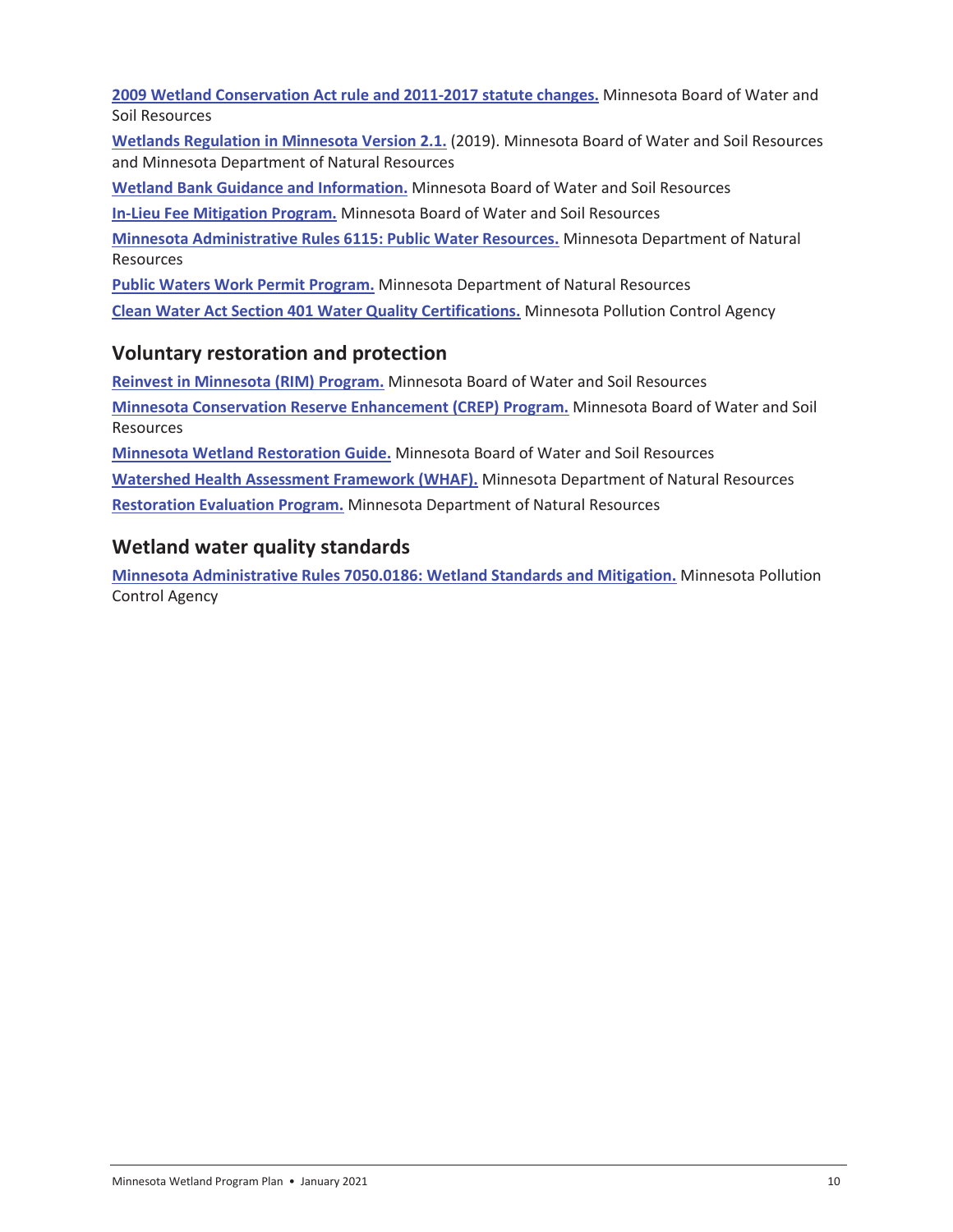**2009 Wetland Conservation Act rule and 2011-2017 statute changes.** Minnesota Board of Water and Soil Resources

**Wetlands Regulation in Minnesota Version 2.1.** (2019). Minnesota Board of Water and Soil Resources and Minnesota Department of Natural Resources

**Wetland Bank Guidance and Information.** Minnesota Board of Water and Soil Resources

**In-Lieu Fee Mitigation Program.** Minnesota Board of Water and Soil Resources

**Minnesota Administrative Rules 6115: Public Water Resources.** Minnesota Department of Natural Resources

**Public Waters Work Permit Program.** Minnesota Department of Natural Resources

**Clean Water Act Section 401 Water Quality Certifications.** Minnesota Pollution Control Agency

## Voluntary restoration and protection

**Reinvest in Minnesota (RIM) Program.** Minnesota Board of Water and Soil Resources

**Minnesota Conservation Reserve Enhancement (CREP) Program.** Minnesota Board of Water and Soil Resources

**Minnesota Wetland Restoration Guide.** Minnesota Board of Water and Soil Resources

**Watershed Health Assessment Framework (WHAF).** Minnesota Department of Natural Resources

**Restoration Evaluation Program.** Minnesota Department of Natural Resources

## Wetland water quality standards

**Minnesota Administrative Rules 7050.0186: Wetland Standards and Mitigation.** Minnesota Pollution Control Agency